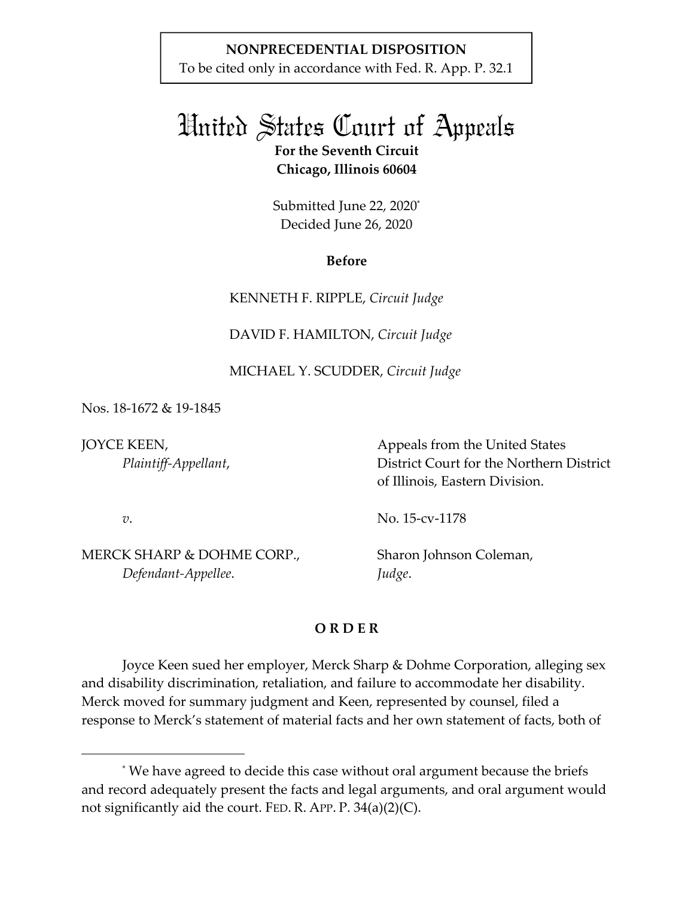**NONPRECEDENTIAL DISPOSITION**
To be cited only in accordance with Fed. R. App. P. 32.1

# United States Court of Appeals

**For the Seventh Circuit**
**Chicago, Illinois 60604**

Submitted June 22, 2020*
Decided June 26, 2020

**Before**

KENNETH F. RIPPLE, *Circuit Judge*

DAVID F. HAMILTON, *Circuit Judge*

MICHAEL Y. SCUDDER, *Circuit Judge*

Nos. 18-1672 & 19-1845

JOYCE KEEN,
*Plaintiff-Appellant*,

*v*.

MERCK SHARP & DOHME CORP.,
*Defendant-Appellee*.

Appeals from the United States District Court for the Northern District of Illinois, Eastern Division.

No. 15-cv-1178

Sharon Johnson Coleman,
*Judge*.

**O R D E R**

Joyce Keen sued her employer, Merck Sharp & Dohme Corporation, alleging sex and disability discrimination, retaliation, and failure to accommodate her disability. Merck moved for summary judgment and Keen, represented by counsel, filed a response to Merck's statement of material facts and her own statement of facts, both of

---

\* We have agreed to decide this case without oral argument because the briefs and record adequately present the facts and legal arguments, and oral argument would not significantly aid the court. FED. R. APP. P. 34(a)(2)(C).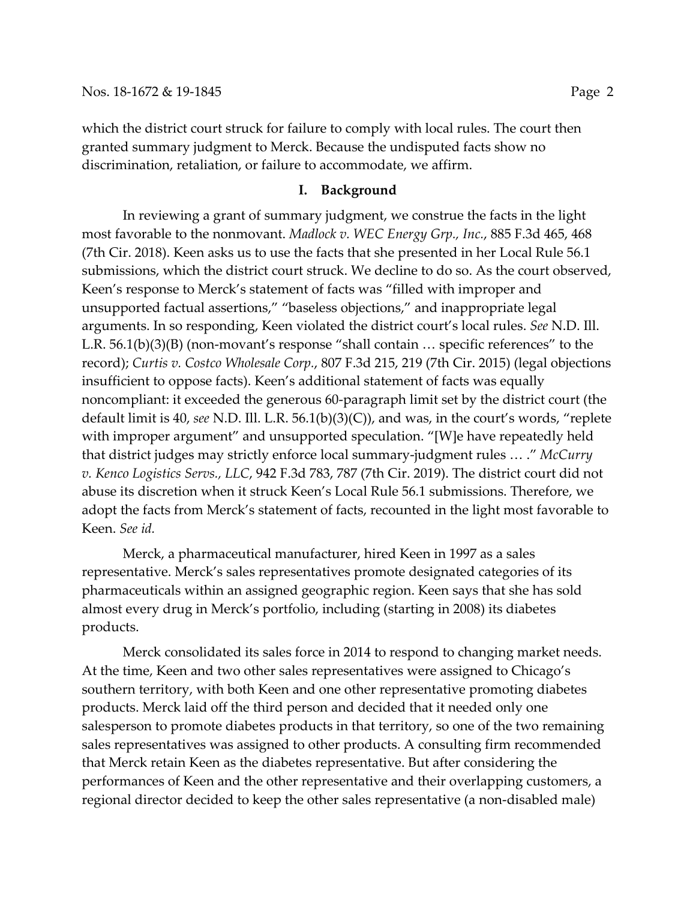which the district court struck for failure to comply with local rules. The court then granted summary judgment to Merck. Because the undisputed facts show no discrimination, retaliation, or failure to accommodate, we affirm.

## I. Background

In reviewing a grant of summary judgment, we construe the facts in the light most favorable to the nonmovant. *Madlock v. WEC Energy Grp., Inc.*, 885 F.3d 465, 468 (7th Cir. 2018). Keen asks us to use the facts that she presented in her Local Rule 56.1 submissions, which the district court struck. We decline to do so. As the court observed, Keen's response to Merck's statement of facts was "filled with improper and unsupported factual assertions," "baseless objections," and inappropriate legal arguments. In so responding, Keen violated the district court's local rules. *See* N.D. Ill. L.R. 56.1(b)(3)(B) (non-movant's response "shall contain … specific references" to the record); *Curtis v. Costco Wholesale Corp.*, 807 F.3d 215, 219 (7th Cir. 2015) (legal objections insufficient to oppose facts). Keen's additional statement of facts was equally noncompliant: it exceeded the generous 60-paragraph limit set by the district court (the default limit is 40, *see* N.D. Ill. L.R. 56.1(b)(3)(C)), and was, in the court's words, "replete with improper argument" and unsupported speculation. "[W]e have repeatedly held that district judges may strictly enforce local summary-judgment rules … ." *McCurry v. Kenco Logistics Servs., LLC*, 942 F.3d 783, 787 (7th Cir. 2019). The district court did not abuse its discretion when it struck Keen's Local Rule 56.1 submissions. Therefore, we adopt the facts from Merck's statement of facts, recounted in the light most favorable to Keen. *See id.*

Merck, a pharmaceutical manufacturer, hired Keen in 1997 as a sales representative. Merck's sales representatives promote designated categories of its pharmaceuticals within an assigned geographic region. Keen says that she has sold almost every drug in Merck's portfolio, including (starting in 2008) its diabetes products.

Merck consolidated its sales force in 2014 to respond to changing market needs. At the time, Keen and two other sales representatives were assigned to Chicago's southern territory, with both Keen and one other representative promoting diabetes products. Merck laid off the third person and decided that it needed only one salesperson to promote diabetes products in that territory, so one of the two remaining sales representatives was assigned to other products. A consulting firm recommended that Merck retain Keen as the diabetes representative. But after considering the performances of Keen and the other representative and their overlapping customers, a regional director decided to keep the other sales representative (a non-disabled male)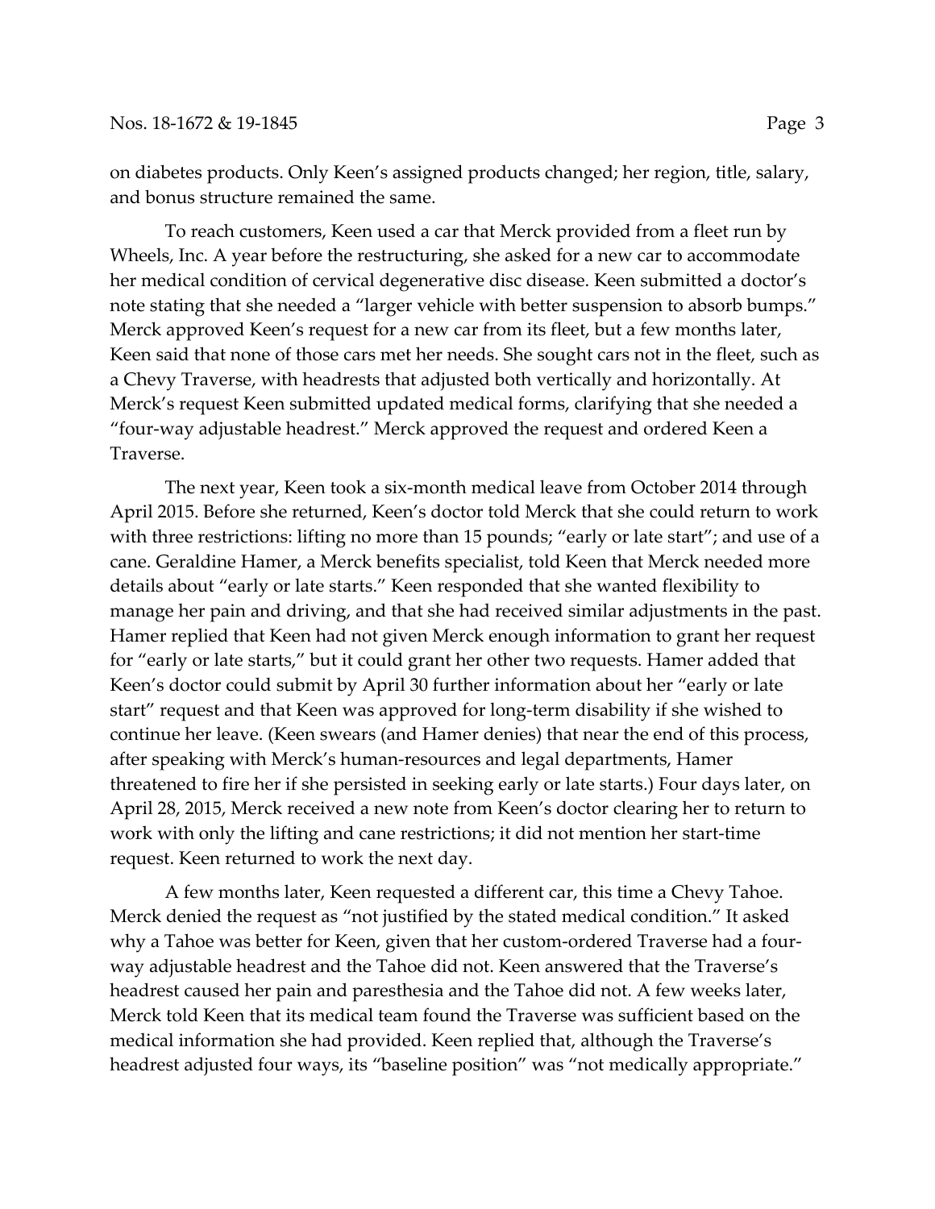on diabetes products. Only Keen's assigned products changed; her region, title, salary, and bonus structure remained the same.

To reach customers, Keen used a car that Merck provided from a fleet run by Wheels, Inc. A year before the restructuring, she asked for a new car to accommodate her medical condition of cervical degenerative disc disease. Keen submitted a doctor's note stating that she needed a "larger vehicle with better suspension to absorb bumps." Merck approved Keen's request for a new car from its fleet, but a few months later, Keen said that none of those cars met her needs. She sought cars not in the fleet, such as a Chevy Traverse, with headrests that adjusted both vertically and horizontally. At Merck's request Keen submitted updated medical forms, clarifying that she needed a "four-way adjustable headrest." Merck approved the request and ordered Keen a Traverse.

The next year, Keen took a six-month medical leave from October 2014 through April 2015. Before she returned, Keen's doctor told Merck that she could return to work with three restrictions: lifting no more than 15 pounds; "early or late start"; and use of a cane. Geraldine Hamer, a Merck benefits specialist, told Keen that Merck needed more details about "early or late starts." Keen responded that she wanted flexibility to manage her pain and driving, and that she had received similar adjustments in the past. Hamer replied that Keen had not given Merck enough information to grant her request for "early or late starts," but it could grant her other two requests. Hamer added that Keen's doctor could submit by April 30 further information about her "early or late start" request and that Keen was approved for long-term disability if she wished to continue her leave. (Keen swears (and Hamer denies) that near the end of this process, after speaking with Merck's human-resources and legal departments, Hamer threatened to fire her if she persisted in seeking early or late starts.) Four days later, on April 28, 2015, Merck received a new note from Keen's doctor clearing her to return to work with only the lifting and cane restrictions; it did not mention her start-time request. Keen returned to work the next day.

A few months later, Keen requested a different car, this time a Chevy Tahoe. Merck denied the request as "not justified by the stated medical condition." It asked why a Tahoe was better for Keen, given that her custom-ordered Traverse had a four-way adjustable headrest and the Tahoe did not. Keen answered that the Traverse's headrest caused her pain and paresthesia and the Tahoe did not. A few weeks later, Merck told Keen that its medical team found the Traverse was sufficient based on the medical information she had provided. Keen replied that, although the Traverse's headrest adjusted four ways, its "baseline position" was "not medically appropriate."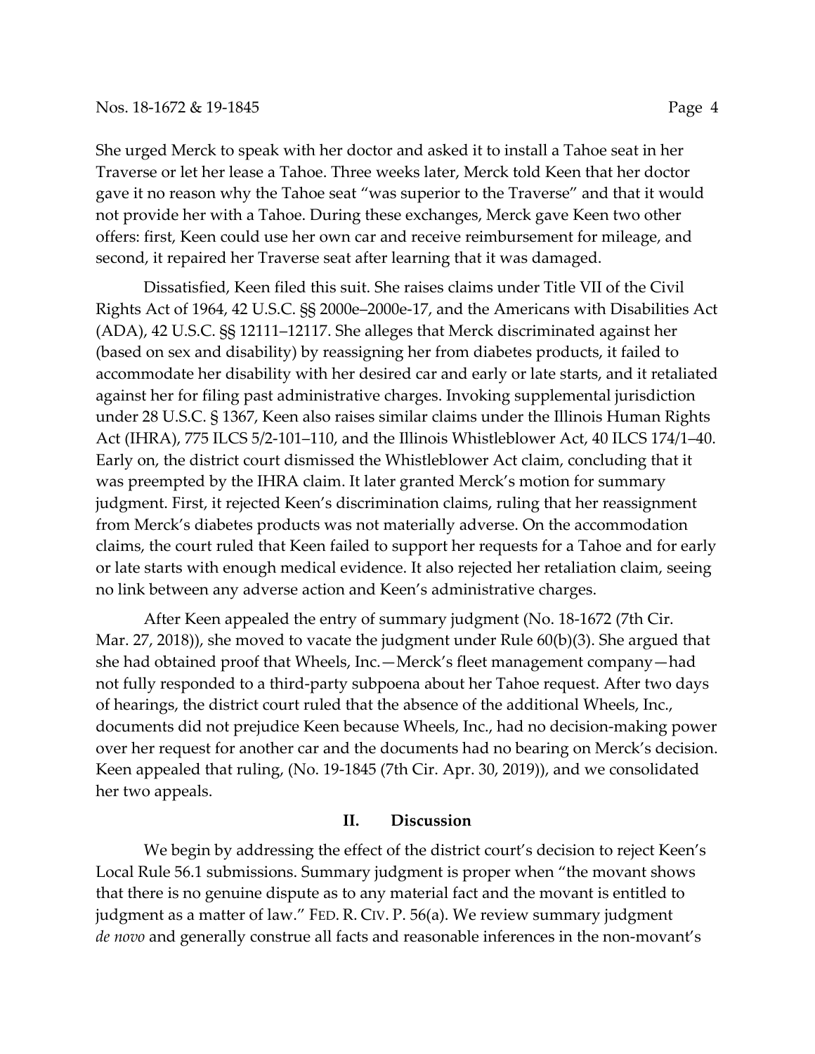She urged Merck to speak with her doctor and asked it to install a Tahoe seat in her Traverse or let her lease a Tahoe. Three weeks later, Merck told Keen that her doctor gave it no reason why the Tahoe seat "was superior to the Traverse" and that it would not provide her with a Tahoe. During these exchanges, Merck gave Keen two other offers: first, Keen could use her own car and receive reimbursement for mileage, and second, it repaired her Traverse seat after learning that it was damaged.

Dissatisfied, Keen filed this suit. She raises claims under Title VII of the Civil Rights Act of 1964, 42 U.S.C. §§ 2000e–2000e-17, and the Americans with Disabilities Act (ADA), 42 U.S.C. §§ 12111–12117. She alleges that Merck discriminated against her (based on sex and disability) by reassigning her from diabetes products, it failed to accommodate her disability with her desired car and early or late starts, and it retaliated against her for filing past administrative charges. Invoking supplemental jurisdiction under 28 U.S.C. § 1367, Keen also raises similar claims under the Illinois Human Rights Act (IHRA), 775 ILCS 5/2-101–110, and the Illinois Whistleblower Act, 40 ILCS 174/1–40. Early on, the district court dismissed the Whistleblower Act claim, concluding that it was preempted by the IHRA claim. It later granted Merck's motion for summary judgment. First, it rejected Keen's discrimination claims, ruling that her reassignment from Merck's diabetes products was not materially adverse. On the accommodation claims, the court ruled that Keen failed to support her requests for a Tahoe and for early or late starts with enough medical evidence. It also rejected her retaliation claim, seeing no link between any adverse action and Keen's administrative charges.

After Keen appealed the entry of summary judgment (No. 18-1672 (7th Cir. Mar. 27, 2018)), she moved to vacate the judgment under Rule 60(b)(3). She argued that she had obtained proof that Wheels, Inc.—Merck's fleet management company—had not fully responded to a third-party subpoena about her Tahoe request. After two days of hearings, the district court ruled that the absence of the additional Wheels, Inc., documents did not prejudice Keen because Wheels, Inc., had no decision-making power over her request for another car and the documents had no bearing on Merck's decision. Keen appealed that ruling, (No. 19-1845 (7th Cir. Apr. 30, 2019)), and we consolidated her two appeals.

## II. Discussion

We begin by addressing the effect of the district court's decision to reject Keen's Local Rule 56.1 submissions. Summary judgment is proper when "the movant shows that there is no genuine dispute as to any material fact and the movant is entitled to judgment as a matter of law." FED. R. CIV. P. 56(a). We review summary judgment *de novo* and generally construe all facts and reasonable inferences in the non-movant's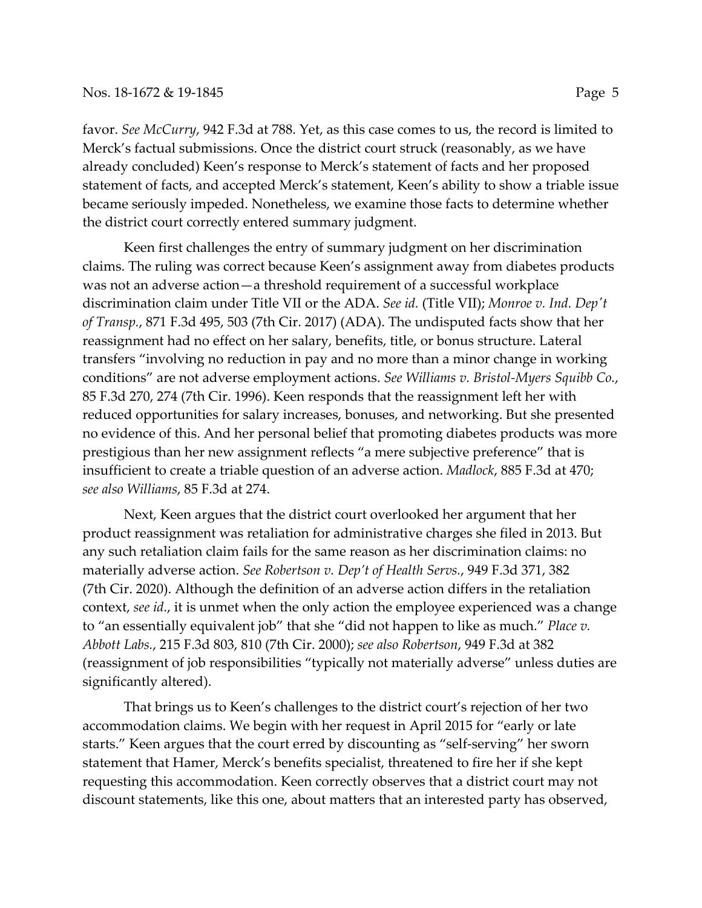favor. *See McCurry*, 942 F.3d at 788. Yet, as this case comes to us, the record is limited to Merck's factual submissions. Once the district court struck (reasonably, as we have already concluded) Keen's response to Merck's statement of facts and her proposed statement of facts, and accepted Merck's statement, Keen's ability to show a triable issue became seriously impeded. Nonetheless, we examine those facts to determine whether the district court correctly entered summary judgment.

Keen first challenges the entry of summary judgment on her discrimination claims. The ruling was correct because Keen's assignment away from diabetes products was not an adverse action—a threshold requirement of a successful workplace discrimination claim under Title VII or the ADA. *See id.* (Title VII); *Monroe v. Ind. Dep't of Transp.*, 871 F.3d 495, 503 (7th Cir. 2017) (ADA). The undisputed facts show that her reassignment had no effect on her salary, benefits, title, or bonus structure. Lateral transfers "involving no reduction in pay and no more than a minor change in working conditions" are not adverse employment actions. *See Williams v. Bristol-Myers Squibb Co.*, 85 F.3d 270, 274 (7th Cir. 1996). Keen responds that the reassignment left her with reduced opportunities for salary increases, bonuses, and networking. But she presented no evidence of this. And her personal belief that promoting diabetes products was more prestigious than her new assignment reflects "a mere subjective preference" that is insufficient to create a triable question of an adverse action. *Madlock*, 885 F.3d at 470; *see also Williams*, 85 F.3d at 274.

Next, Keen argues that the district court overlooked her argument that her product reassignment was retaliation for administrative charges she filed in 2013. But any such retaliation claim fails for the same reason as her discrimination claims: no materially adverse action. *See Robertson v. Dep't of Health Servs.*, 949 F.3d 371, 382 (7th Cir. 2020). Although the definition of an adverse action differs in the retaliation context, *see id.*, it is unmet when the only action the employee experienced was a change to "an essentially equivalent job" that she "did not happen to like as much." *Place v. Abbott Labs.*, 215 F.3d 803, 810 (7th Cir. 2000); *see also Robertson*, 949 F.3d at 382 (reassignment of job responsibilities "typically not materially adverse" unless duties are significantly altered).

That brings us to Keen's challenges to the district court's rejection of her two accommodation claims. We begin with her request in April 2015 for "early or late starts." Keen argues that the court erred by discounting as "self-serving" her sworn statement that Hamer, Merck's benefits specialist, threatened to fire her if she kept requesting this accommodation. Keen correctly observes that a district court may not discount statements, like this one, about matters that an interested party has observed,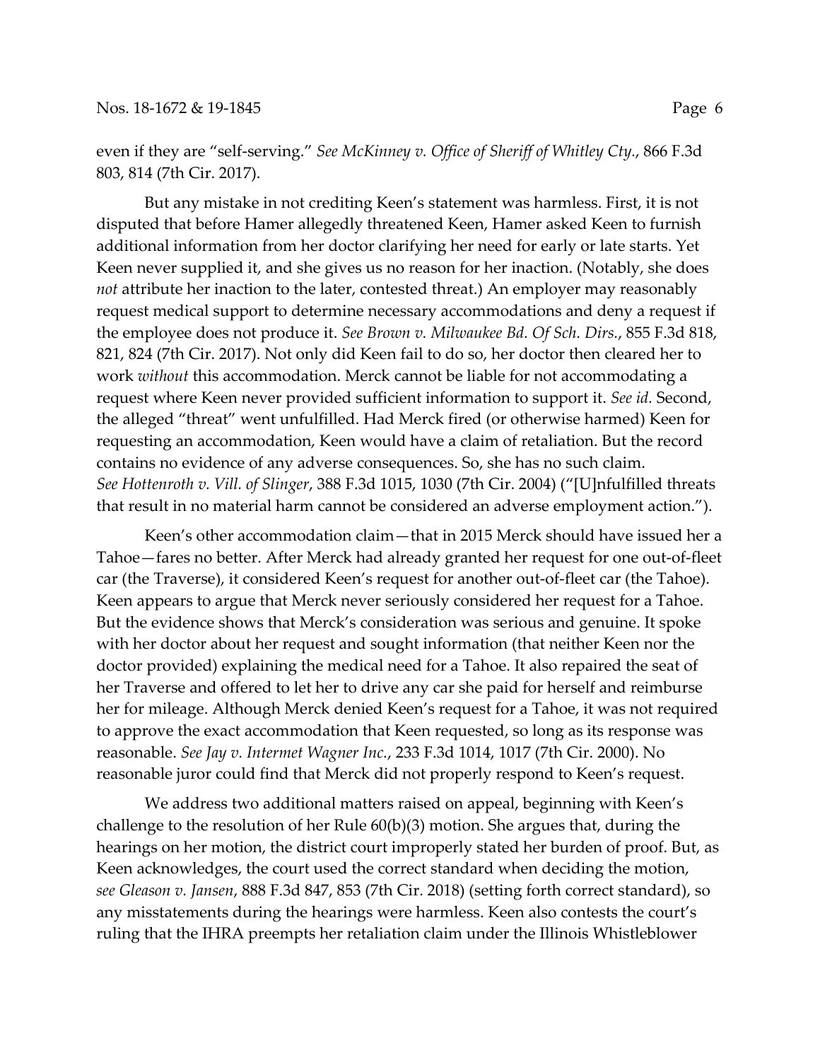even if they are "self-serving." *See McKinney v. Office of Sheriff of Whitley Cty.*, 866 F.3d 803, 814 (7th Cir. 2017).

But any mistake in not crediting Keen's statement was harmless. First, it is not disputed that before Hamer allegedly threatened Keen, Hamer asked Keen to furnish additional information from her doctor clarifying her need for early or late starts. Yet Keen never supplied it, and she gives us no reason for her inaction. (Notably, she does *not* attribute her inaction to the later, contested threat.) An employer may reasonably request medical support to determine necessary accommodations and deny a request if the employee does not produce it. *See Brown v. Milwaukee Bd. Of Sch. Dirs.*, 855 F.3d 818, 821, 824 (7th Cir. 2017). Not only did Keen fail to do so, her doctor then cleared her to work *without* this accommodation. Merck cannot be liable for not accommodating a request where Keen never provided sufficient information to support it. *See id.* Second, the alleged "threat" went unfulfilled. Had Merck fired (or otherwise harmed) Keen for requesting an accommodation, Keen would have a claim of retaliation. But the record contains no evidence of any adverse consequences. So, she has no such claim. *See Hottenroth v. Vill. of Slinger*, 388 F.3d 1015, 1030 (7th Cir. 2004) ("[U]nfulfilled threats that result in no material harm cannot be considered an adverse employment action.").

Keen's other accommodation claim—that in 2015 Merck should have issued her a Tahoe—fares no better. After Merck had already granted her request for one out-of-fleet car (the Traverse), it considered Keen's request for another out-of-fleet car (the Tahoe). Keen appears to argue that Merck never seriously considered her request for a Tahoe. But the evidence shows that Merck's consideration was serious and genuine. It spoke with her doctor about her request and sought information (that neither Keen nor the doctor provided) explaining the medical need for a Tahoe. It also repaired the seat of her Traverse and offered to let her to drive any car she paid for herself and reimburse her for mileage. Although Merck denied Keen's request for a Tahoe, it was not required to approve the exact accommodation that Keen requested, so long as its response was reasonable. *See Jay v. Intermet Wagner Inc.*, 233 F.3d 1014, 1017 (7th Cir. 2000). No reasonable juror could find that Merck did not properly respond to Keen's request.

We address two additional matters raised on appeal, beginning with Keen's challenge to the resolution of her Rule 60(b)(3) motion. She argues that, during the hearings on her motion, the district court improperly stated her burden of proof. But, as Keen acknowledges, the court used the correct standard when deciding the motion, *see Gleason v. Jansen*, 888 F.3d 847, 853 (7th Cir. 2018) (setting forth correct standard), so any misstatements during the hearings were harmless. Keen also contests the court's ruling that the IHRA preempts her retaliation claim under the Illinois Whistleblower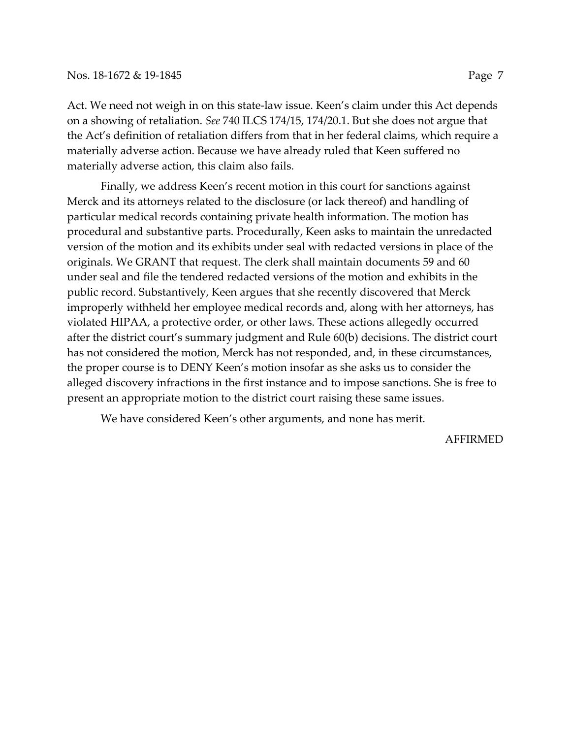Act. We need not weigh in on this state-law issue. Keen's claim under this Act depends on a showing of retaliation. *See* 740 ILCS 174/15, 174/20.1. But she does not argue that the Act's definition of retaliation differs from that in her federal claims, which require a materially adverse action. Because we have already ruled that Keen suffered no materially adverse action, this claim also fails.

Finally, we address Keen's recent motion in this court for sanctions against Merck and its attorneys related to the disclosure (or lack thereof) and handling of particular medical records containing private health information. The motion has procedural and substantive parts. Procedurally, Keen asks to maintain the unredacted version of the motion and its exhibits under seal with redacted versions in place of the originals. We GRANT that request. The clerk shall maintain documents 59 and 60 under seal and file the tendered redacted versions of the motion and exhibits in the public record. Substantively, Keen argues that she recently discovered that Merck improperly withheld her employee medical records and, along with her attorneys, has violated HIPAA, a protective order, or other laws. These actions allegedly occurred after the district court's summary judgment and Rule 60(b) decisions. The district court has not considered the motion, Merck has not responded, and, in these circumstances, the proper course is to DENY Keen's motion insofar as she asks us to consider the alleged discovery infractions in the first instance and to impose sanctions. She is free to present an appropriate motion to the district court raising these same issues.

We have considered Keen's other arguments, and none has merit.

AFFIRMED